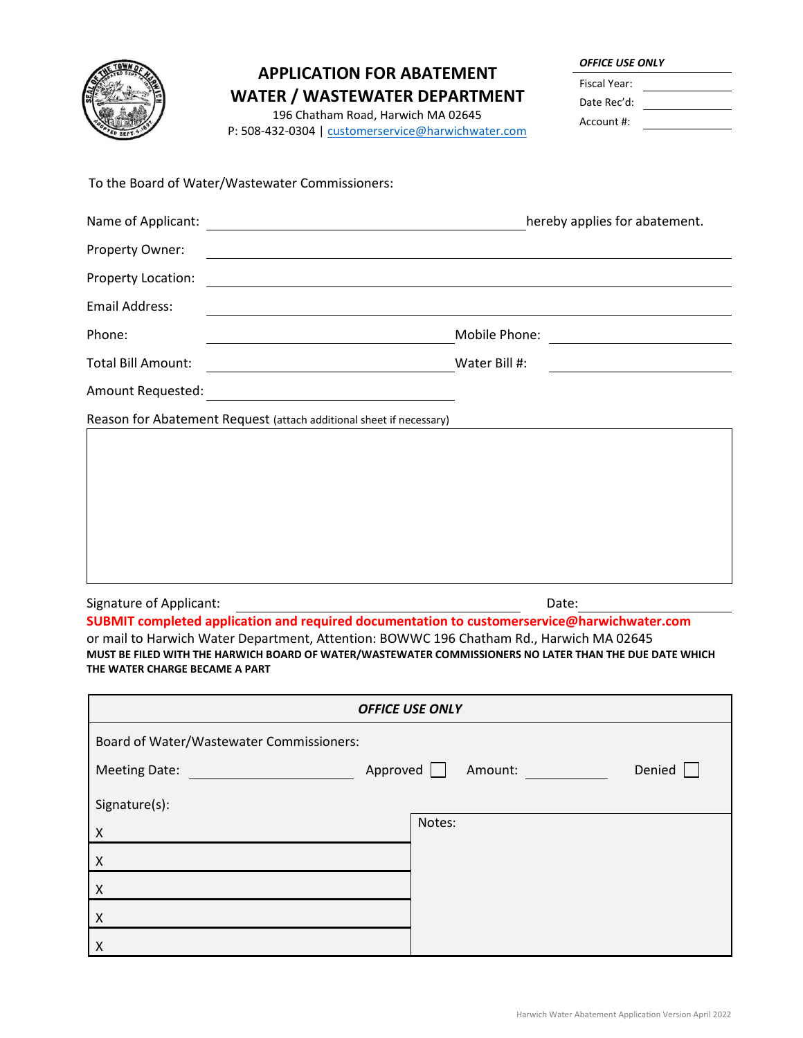# APPLICATION FOR ABATEMENT
# WATER / WASTEWATER DEPARTMENT

196 Chatham Road, Harwich MA 02645
P: 508-432-0304 | customerservice@harwichwater.com

***OFFICE USE ONLY***

Fiscal Year: ______________

Date Rec'd: ______________

Account #: ______________

To the Board of Water/Wastewater Commissioners:

Name of Applicant: ________________________________ hereby applies for abatement.

Property Owner: ________________________________________________

Property Location: ________________________________________________

Email Address: ________________________________________________

Phone: ______________________ Mobile Phone: ______________________

Total Bill Amount: ______________________ Water Bill #: ______________________

Amount Requested: ______________________

Reason for Abatement Request (attach additional sheet if necessary)

| |
|---|
| |

Signature of Applicant: ________________________________ Date: ______________

**SUBMIT completed application and required documentation to customerservice@harwichwater.com**
or mail to Harwich Water Department, Attention: BOWWC 196 Chatham Rd., Harwich MA 02643

**MUST BE FILED WITH THE HARWICH BOARD OF WATER/WASTEWATER COMMISSIONERS NO LATER THAN THE DUE DATE WHICH THE WATER CHARGE BECAME A PART**

| ***OFFICE USE ONLY*** | |
|---|---|
| Board of Water/Wastewater Commissioners: | |
| Meeting Date: ______________ Approved ☐ Amount: ______________ Denied ☐ | |
| Signature(s): | Notes: |
| X | |
| X | |
| X | |
| X | |
| X | |

Harwich Water Abatement Application Version April 2022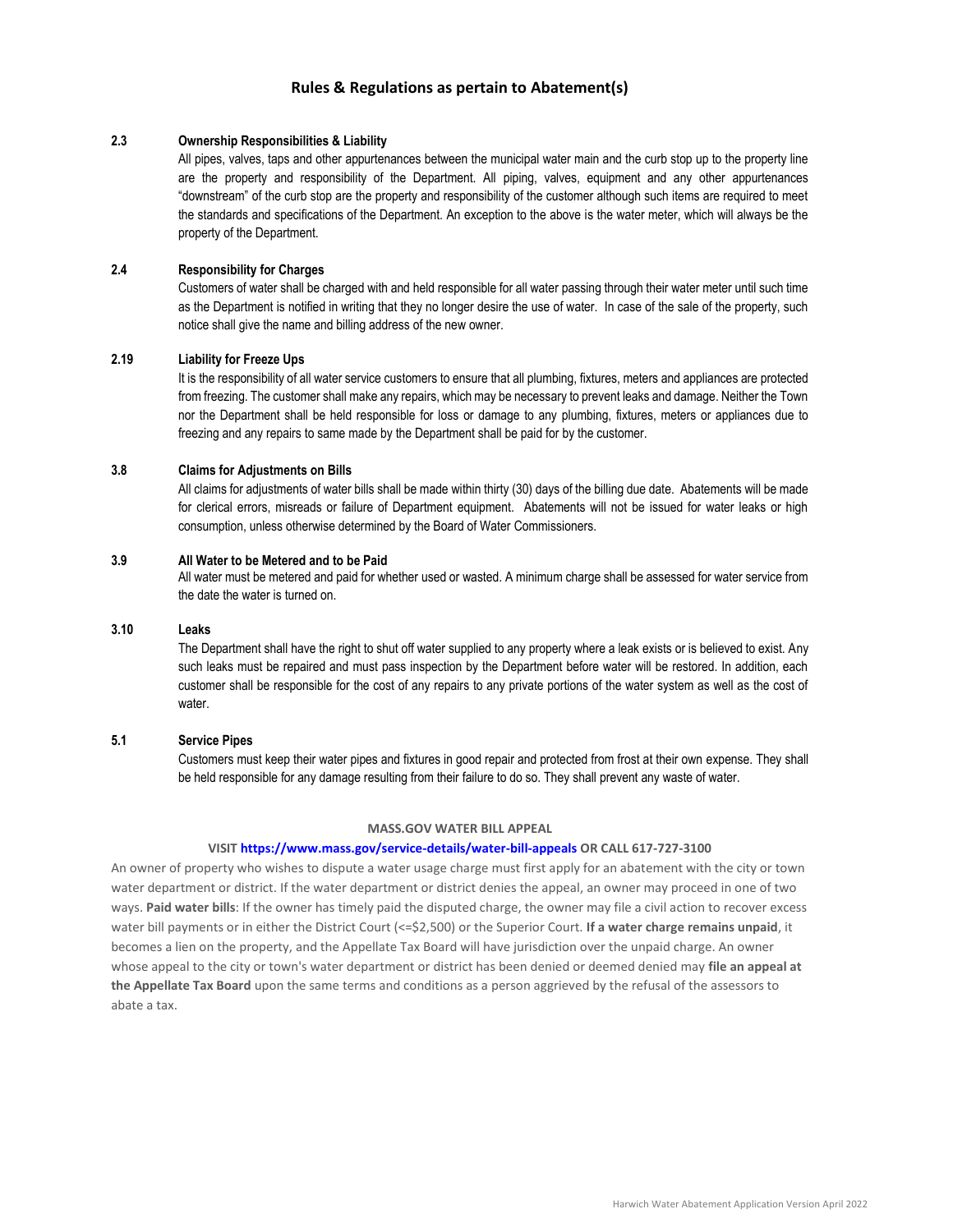## Rules & Regulations as pertain to Abatement(s)

### 2.3 Ownership Responsibilities & Liability

All pipes, valves, taps and other appurtenances between the municipal water main and the curb stop up to the property line are the property and responsibility of the Department. All piping, valves, equipment and any other appurtenances "downstream" of the curb stop are the property and responsibility of the customer although such items are required to meet the standards and specifications of the Department. An exception to the above is the water meter, which will always be the property of the Department.

### 2.4 Responsibility for Charges

Customers of water shall be charged with and held responsible for all water passing through their water meter until such time as the Department is notified in writing that they no longer desire the use of water. In case of the sale of the property, such notice shall give the name and billing address of the new owner.

### 2.19 Liability for Freeze Ups

It is the responsibility of all water service customers to ensure that all plumbing, fixtures, meters and appliances are protected from freezing. The customer shall make any repairs, which may be necessary to prevent leaks and damage. Neither the Town nor the Department shall be held responsible for loss or damage to any plumbing, fixtures, meters or appliances due to freezing and any repairs to same made by the Department shall be paid for by the customer.

### 3.8 Claims for Adjustments on Bills

All claims for adjustments of water bills shall be made within thirty (30) days of the billing due date. Abatements will be made for clerical errors, misreads or failure of Department equipment. Abatements will not be issued for water leaks or high consumption, unless otherwise determined by the Board of Water Commissioners.

### 3.9 All Water to be Metered and to be Paid

All water must be metered and paid for whether used or wasted. A minimum charge shall be assessed for water service from the date the water is turned on.

### 3.10 Leaks

The Department shall have the right to shut off water supplied to any property where a leak exists or is believed to exist. Any such leaks must be repaired and must pass inspection by the Department before water will be restored. In addition, each customer shall be responsible for the cost of any repairs to any private portions of the water system as well as the cost of water.

### 5.1 Service Pipes

Customers must keep their water pipes and fixtures in good repair and protected from frost at their own expense. They shall be held responsible for any damage resulting from their failure to do so. They shall prevent any waste of water.

**MASS.GOV WATER BILL APPEAL**

**VISIT https://www.mass.gov/service-details/water-bill-appeals OR CALL 617-727-3100**

An owner of property who wishes to dispute a water usage charge must first apply for an abatement with the city or town water department or district. If the water department or district denies the appeal, an owner may proceed in one of two ways. **Paid water bills**: If the owner has timely paid the disputed charge, the owner may file a civil action to recover excess water bill payments or in either the District Court (<=$2,500) or the Superior Court. **If a water charge remains unpaid**, it becomes a lien on the property, and the Appellate Tax Board will have jurisdiction over the unpaid charge. An owner whose appeal to the city or town's water department or district has been denied or deemed denied may **file an appeal at the Appellate Tax Board** upon the same terms and conditions as a person aggrieved by the refusal of the assessors to abate a tax.